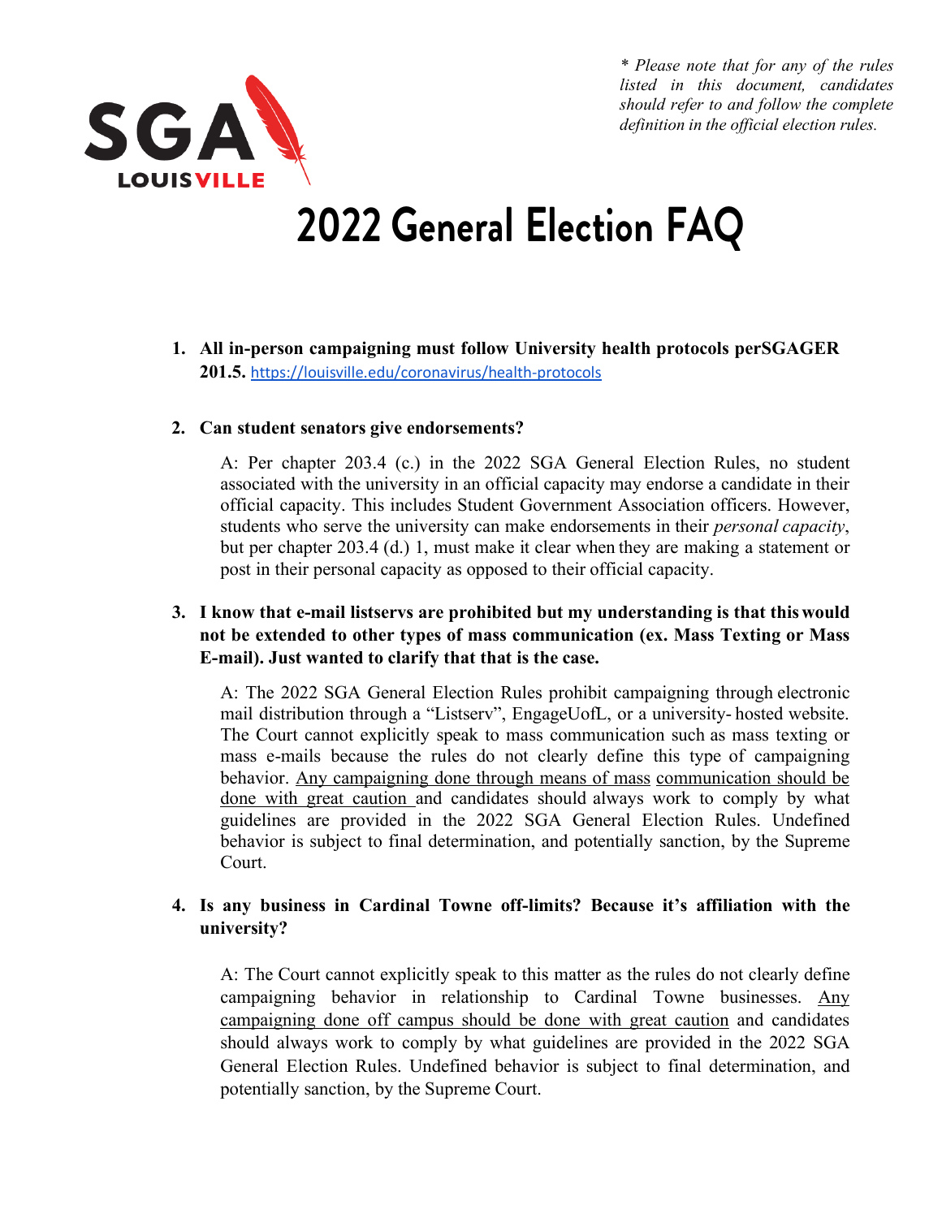SGA LOUISVILLE

*\* Please note that for any of the rules listed in this document, candidates should refer to and follow the complete definition in the official election rules.*

# 2022 General Election FAQ

1. **All in-person campaigning must follow University health protocols perSGAGER 201.5.** https://louisville.edu/coronavirus/health-protocols

2. **Can student senators give endorsements?**

   A: Per chapter 203.4 (c.) in the 2022 SGA General Election Rules, no student associated with the university in an official capacity may endorse a candidate in their official capacity. This includes Student Government Association officers. However, students who serve the university can make endorsements in their *personal capacity*, but per chapter 203.4 (d.) 1, must make it clear when they are making a statement or post in their personal capacity as opposed to their official capacity.

3. **I know that e-mail listservs are prohibited but my understanding is that this would not be extended to other types of mass communication (ex. Mass Texting or Mass E-mail). Just wanted to clarify that that is the case.**

   A: The 2022 SGA General Election Rules prohibit campaigning through electronic mail distribution through a "Listserv", EngageUofL, or a university- hosted website. The Court cannot explicitly speak to mass communication such as mass texting or mass e-mails because the rules do not clearly define this type of campaigning behavior. <u>Any campaigning done through means of mass communication should be done with great caution</u> and candidates should always work to comply by what guidelines are provided in the 2022 SGA General Election Rules. Undefined behavior is subject to final determination, and potentially sanction, by the Supreme Court.

4. **Is any business in Cardinal Towne off-limits? Because it's affiliation with the university?**

   A: The Court cannot explicitly speak to this matter as the rules do not clearly define campaigning behavior in relationship to Cardinal Towne businesses. <u>Any campaigning done off campus should be done with great caution</u> and candidates should always work to comply by what guidelines are provided in the 2022 SGA General Election Rules. Undefined behavior is subject to final determination, and potentially sanction, by the Supreme Court.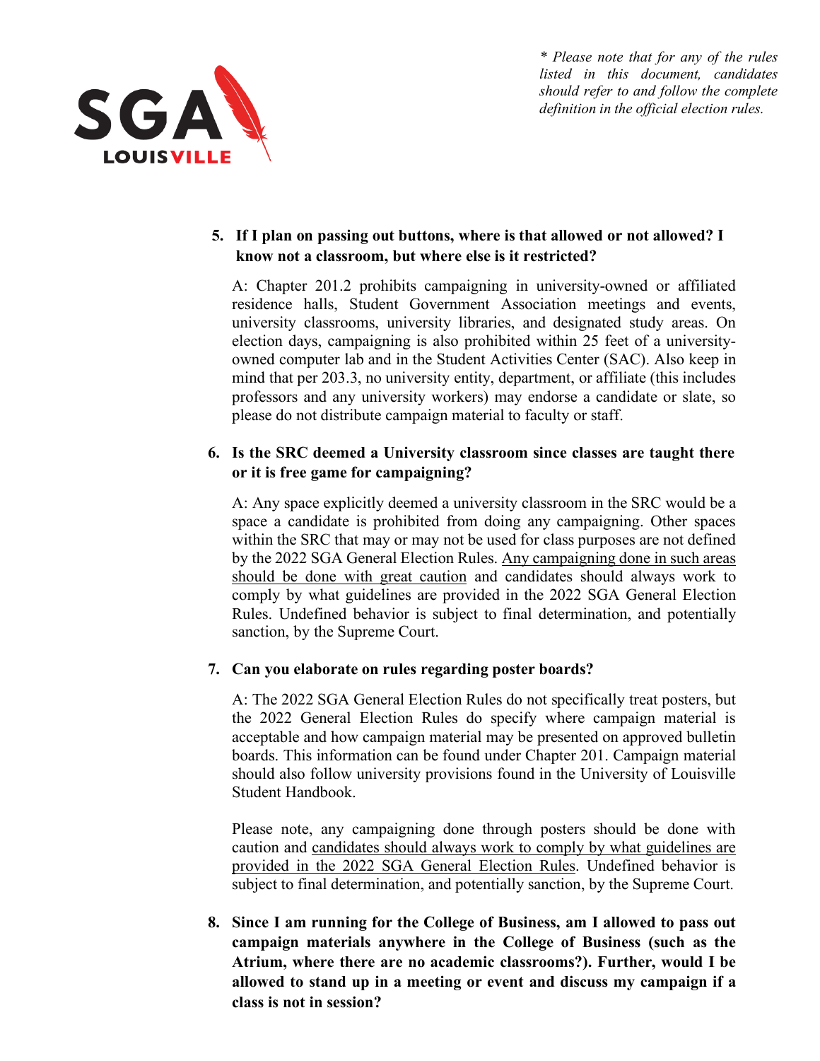*\* Please note that for any of the rules listed in this document, candidates should refer to and follow the complete definition in the official election rules.*

5. **If I plan on passing out buttons, where is that allowed or not allowed? I know not a classroom, but where else is it restricted?**

   A: Chapter 201.2 prohibits campaigning in university-owned or affiliated residence halls, Student Government Association meetings and events, university classrooms, university libraries, and designated study areas. On election days, campaigning is also prohibited within 25 feet of a university-owned computer lab and in the Student Activities Center (SAC). Also keep in mind that per 203.3, no university entity, department, or affiliate (this includes professors and any university workers) may endorse a candidate or slate, so please do not distribute campaign material to faculty or staff.

6. **Is the SRC deemed a University classroom since classes are taught there or it is free game for campaigning?**

   A: Any space explicitly deemed a university classroom in the SRC would be a space a candidate is prohibited from doing any campaigning. Other spaces within the SRC that may or may not be used for class purposes are not defined by the 2022 SGA General Election Rules. <u>Any campaigning done in such areas should be done with great caution</u> and candidates should always work to comply by what guidelines are provided in the 2022 SGA General Election Rules. Undefined behavior is subject to final determination, and potentially sanction, by the Supreme Court.

7. **Can you elaborate on rules regarding poster boards?**

   A: The 2022 SGA General Election Rules do not specifically treat posters, but the 2022 General Election Rules do specify where campaign material is acceptable and how campaign material may be presented on approved bulletin boards. This information can be found under Chapter 201. Campaign material should also follow university provisions found in the University of Louisville Student Handbook.

   Please note, any campaigning done through posters should be done with caution and <u>candidates should always work to comply by what guidelines are provided in the 2022 SGA General Election Rules</u>. Undefined behavior is subject to final determination, and potentially sanction, by the Supreme Court.

8. **Since I am running for the College of Business, am I allowed to pass out campaign materials anywhere in the College of Business (such as the Atrium, where there are no academic classrooms?). Further, would I be allowed to stand up in a meeting or event and discuss my campaign if a class is not in session?**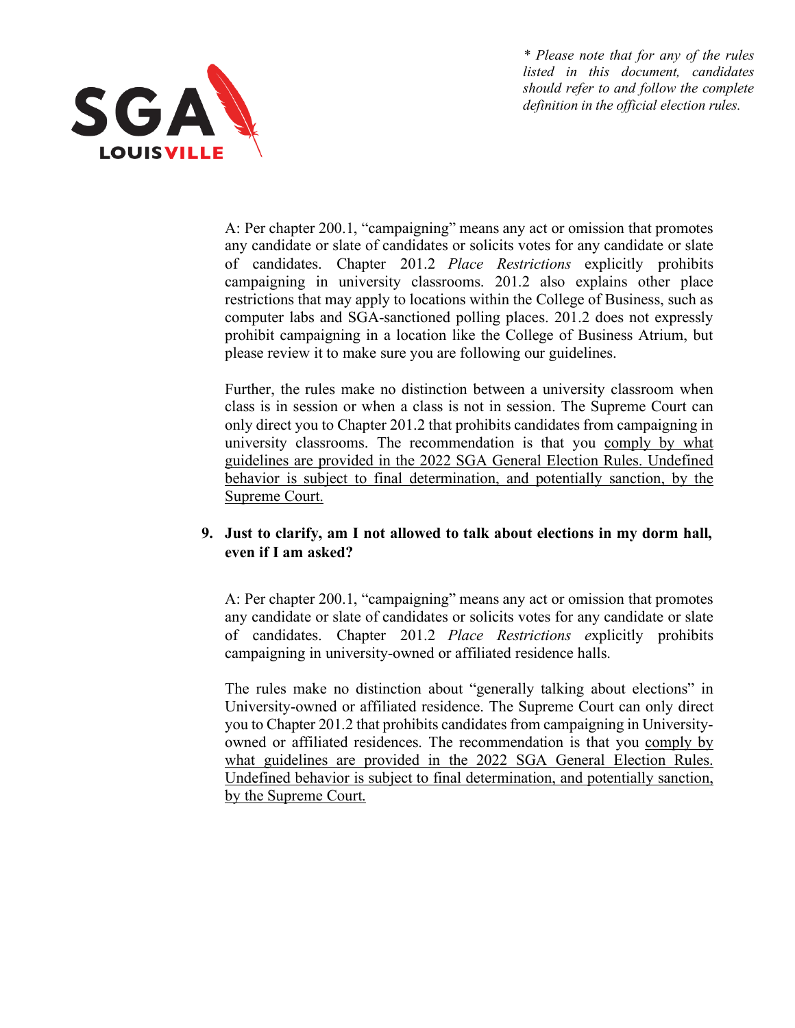*\* Please note that for any of the rules listed in this document, candidates should refer to and follow the complete definition in the official election rules.*

A: Per chapter 200.1, "campaigning" means any act or omission that promotes any candidate or slate of candidates or solicits votes for any candidate or slate of candidates. Chapter 201.2 *Place Restrictions* explicitly prohibits campaigning in university classrooms. 201.2 also explains other place restrictions that may apply to locations within the College of Business, such as computer labs and SGA-sanctioned polling places. 201.2 does not expressly prohibit campaigning in a location like the College of Business Atrium, but please review it to make sure you are following our guidelines.

Further, the rules make no distinction between a university classroom when class is in session or when a class is not in session. The Supreme Court can only direct you to Chapter 201.2 that prohibits candidates from campaigning in university classrooms. The recommendation is that you <u>comply by what guidelines are provided in the 2022 SGA General Election Rules. Undefined behavior is subject to final determination, and potentially sanction, by the Supreme Court.</u>

9. **Just to clarify, am I not allowed to talk about elections in my dorm hall, even if I am asked?**

A: Per chapter 200.1, "campaigning" means any act or omission that promotes any candidate or slate of candidates or solicits votes for any candidate or slate of candidates. Chapter 201.2 *Place Restrictions e*xplicitly prohibits campaigning in university-owned or affiliated residence halls.

The rules make no distinction about "generally talking about elections" in University-owned or affiliated residence. The Supreme Court can only direct you to Chapter 201.2 that prohibits candidates from campaigning in University-owned or affiliated residences. The recommendation is that you <u>comply by what guidelines are provided in the 2022 SGA General Election Rules. Undefined behavior is subject to final determination, and potentially sanction, by the Supreme Court.</u>